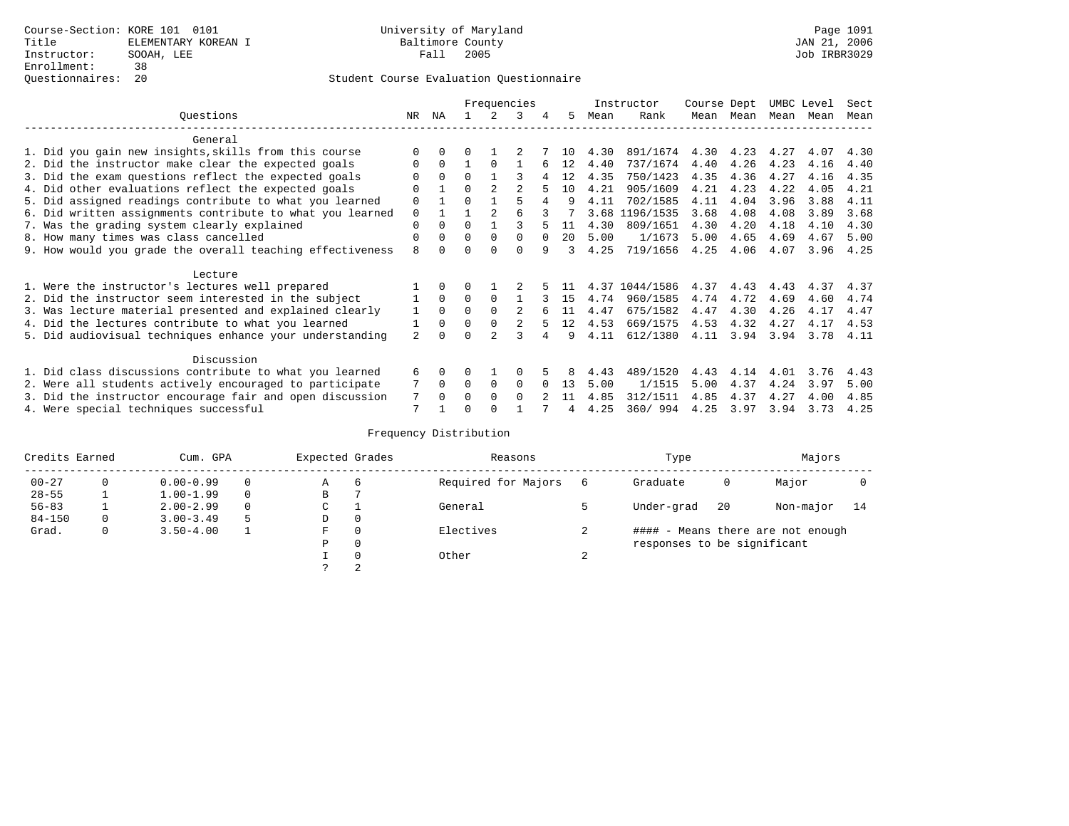Course-Section: KORE 101 0101
Title: ELEMENTARY KOREAN I
Instructor: SOOAH, LEE
Enrollment: 38
Questionnaires: 20

University of Maryland
Baltimore County
Fall 2005

JAN 21, 2006
Job IRBR3029

## Student Course Evaluation Questionnaire

| Questions | NR | NA | 1 | 2 | 3 | 4 | 5 | Instructor Mean | Rank | Course Mean | Dept Mean | UMBC Mean | Level Mean | Sect Mean |
|---|---|---|---|---|---|---|---|---|---|---|---|---|---|---|
| **General** | | | | | | | | | | | | | | |
| 1. Did you gain new insights,skills from this course | 0 | 0 | 0 | 1 | 2 | 7 | 10 | 4.30 | 891/1674 | 4.30 | 4.23 | 4.27 | 4.07 | 4.30 |
| 2. Did the instructor make clear the expected goals | 0 | 0 | 1 | 0 | 1 | 6 | 12 | 4.40 | 737/1674 | 4.40 | 4.26 | 4.23 | 4.16 | 4.40 |
| 3. Did the exam questions reflect the expected goals | 0 | 0 | 0 | 1 | 3 | 4 | 12 | 4.35 | 750/1423 | 4.35 | 4.36 | 4.27 | 4.16 | 4.35 |
| 4. Did other evaluations reflect the expected goals | 0 | 1 | 0 | 2 | 2 | 5 | 10 | 4.21 | 905/1609 | 4.21 | 4.23 | 4.22 | 4.05 | 4.21 |
| 5. Did assigned readings contribute to what you learned | 0 | 1 | 0 | 1 | 5 | 4 | 9 | 4.11 | 702/1585 | 4.11 | 4.04 | 3.96 | 3.88 | 4.11 |
| 6. Did written assignments contribute to what you learned | 0 | 1 | 1 | 2 | 6 | 3 | 7 | 3.68 | 1196/1535 | 3.68 | 4.08 | 4.08 | 3.89 | 3.68 |
| 7. Was the grading system clearly explained | 0 | 0 | 0 | 1 | 3 | 5 | 11 | 4.30 | 809/1651 | 4.30 | 4.20 | 4.18 | 4.10 | 4.30 |
| 8. How many times was class cancelled | 0 | 0 | 0 | 0 | 0 | 0 | 20 | 5.00 | 1/1673 | 5.00 | 4.65 | 4.69 | 4.67 | 5.00 |
| 9. How would you grade the overall teaching effectiveness | 8 | 0 | 0 | 0 | 0 | 9 | 3 | 4.25 | 719/1656 | 4.25 | 4.06 | 4.07 | 3.96 | 4.25 |
| **Lecture** | | | | | | | | | | | | | | |
| 1. Were the instructor's lectures well prepared | 1 | 0 | 0 | 1 | 2 | 5 | 11 | 4.37 | 1044/1586 | 4.37 | 4.43 | 4.43 | 4.37 | 4.37 |
| 2. Did the instructor seem interested in the subject | 1 | 0 | 0 | 0 | 1 | 3 | 15 | 4.74 | 960/1585 | 4.74 | 4.72 | 4.69 | 4.60 | 4.74 |
| 3. Was lecture material presented and explained clearly | 1 | 0 | 0 | 0 | 2 | 6 | 11 | 4.47 | 675/1582 | 4.47 | 4.30 | 4.26 | 4.17 | 4.47 |
| 4. Did the lectures contribute to what you learned | 1 | 0 | 0 | 0 | 2 | 5 | 12 | 4.53 | 669/1575 | 4.53 | 4.32 | 4.27 | 4.17 | 4.53 |
| 5. Did audiovisual techniques enhance your understanding | 2 | 0 | 0 | 2 | 3 | 4 | 9 | 4.11 | 612/1380 | 4.11 | 3.94 | 3.94 | 3.78 | 4.11 |
| **Discussion** | | | | | | | | | | | | | | |
| 1. Did class discussions contribute to what you learned | 6 | 0 | 0 | 1 | 0 | 5 | 8 | 4.43 | 489/1520 | 4.43 | 4.14 | 4.01 | 3.76 | 4.43 |
| 2. Were all students actively encouraged to participate | 7 | 0 | 0 | 0 | 0 | 0 | 13 | 5.00 | 1/1515 | 5.00 | 4.37 | 4.24 | 3.97 | 5.00 |
| 3. Did the instructor encourage fair and open discussion | 7 | 0 | 0 | 0 | 0 | 2 | 11 | 4.85 | 312/1511 | 4.85 | 4.37 | 4.27 | 4.00 | 4.85 |
| 4. Were special techniques successful | 7 | 1 | 0 | 0 | 1 | 7 | 4 | 4.25 | 360/ 994 | 4.25 | 3.97 | 3.94 | 3.73 | 4.25 |

## Frequency Distribution

| Credits Earned | | Cum. GPA | | Expected Grades | | Reasons | | Type | | Majors | |
|---|---|---|---|---|---|---|---|---|---|---|---|
| 00-27 | 0 | 0.00-0.99 | 0 | A | 6 | Required for Majors | 6 | Graduate | 0 | Major | 0 |
| 28-55 | 1 | 1.00-1.99 | 0 | B | 7 | | | | | | |
| 56-83 | 1 | 2.00-2.99 | 0 | C | 1 | General | 5 | Under-grad | 20 | Non-major | 14 |
| 84-150 | 0 | 3.00-3.49 | 5 | D | 0 | | | | | | |
| Grad. | 0 | 3.50-4.00 | 1 | F | 0 | Electives | 2 | | | | |
| | | | | P | 0 | | | | | | |
| | | | | I | 0 | Other | 2 | | | | |
| | | | | ? | 2 | | | | | | |

#### - Means there are not enough responses to be significant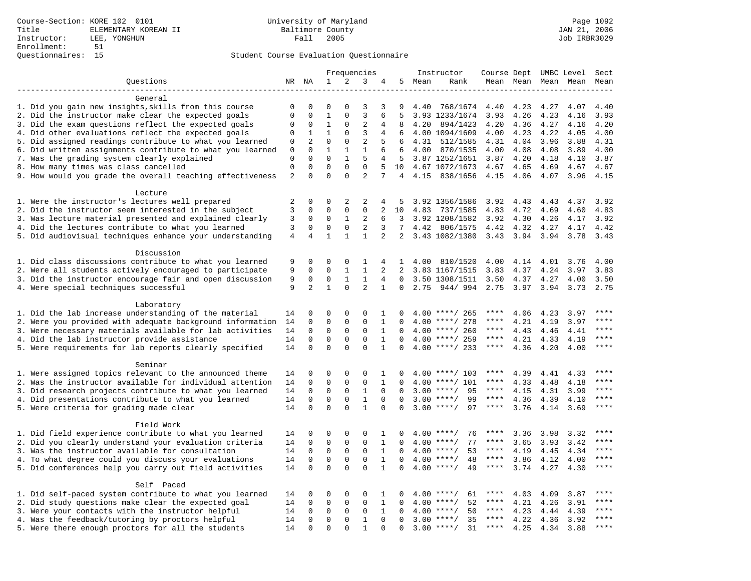Course-Section: KORE 102 0101
Title: ELEMENTARY KOREAN II
Instructor: LEE, YONGHUN
Enrollment: 51
Questionnaires: 15

University of Maryland
Baltimore County
Fall 2005

JAN 21, 2006
Job IRBR3029

## Student Course Evaluation Questionnaire

| Questions | NR | NA | 1 | 2 | 3 | 4 | 5 | Instructor Mean | Instructor Rank | Course Mean | Dept Mean | UMBC Mean | Level Mean | Sect Mean |
|---|---|---|---|---|---|---|---|---|---|---|---|---|---|---|
| **General** | | | | | | | | | | | | | | |
| 1. Did you gain new insights,skills from this course | 0 | 0 | 0 | 0 | 3 | 3 | 9 | 4.40 | 768/1674 | 4.40 | 4.23 | 4.27 | 4.07 | 4.40 |
| 2. Did the instructor make clear the expected goals | 0 | 0 | 1 | 0 | 3 | 6 | 5 | 3.93 | 1233/1674 | 3.93 | 4.26 | 4.23 | 4.16 | 3.93 |
| 3. Did the exam questions reflect the expected goals | 0 | 0 | 1 | 0 | 2 | 4 | 8 | 4.20 | 894/1423 | 4.20 | 4.36 | 4.27 | 4.16 | 4.20 |
| 4. Did other evaluations reflect the expected goals | 0 | 1 | 1 | 0 | 3 | 4 | 6 | 4.00 | 1094/1609 | 4.00 | 4.23 | 4.22 | 4.05 | 4.00 |
| 5. Did assigned readings contribute to what you learned | 0 | 2 | 0 | 0 | 2 | 5 | 6 | 4.31 | 512/1585 | 4.31 | 4.04 | 3.96 | 3.88 | 4.31 |
| 6. Did written assignments contribute to what you learned | 0 | 0 | 1 | 1 | 1 | 6 | 6 | 4.00 | 870/1535 | 4.00 | 4.08 | 4.08 | 3.89 | 4.00 |
| 7. Was the grading system clearly explained | 0 | 0 | 0 | 1 | 5 | 4 | 5 | 3.87 | 1252/1651 | 3.87 | 4.20 | 4.18 | 4.10 | 3.87 |
| 8. How many times was class cancelled | 0 | 0 | 0 | 0 | 0 | 5 | 10 | 4.67 | 1072/1673 | 4.67 | 4.65 | 4.69 | 4.67 | 4.67 |
| 9. How would you grade the overall teaching effectiveness | 2 | 0 | 0 | 0 | 2 | 7 | 4 | 4.15 | 838/1656 | 4.15 | 4.06 | 4.07 | 3.96 | 4.15 |
| **Lecture** | | | | | | | | | | | | | | |
| 1. Were the instructor's lectures well prepared | 2 | 0 | 0 | 2 | 2 | 4 | 5 | 3.92 | 1356/1586 | 3.92 | 4.43 | 4.43 | 4.37 | 3.92 |
| 2. Did the instructor seem interested in the subject | 3 | 0 | 0 | 0 | 0 | 2 | 10 | 4.83 | 737/1585 | 4.83 | 4.72 | 4.69 | 4.60 | 4.83 |
| 3. Was lecture material presented and explained clearly | 3 | 0 | 0 | 1 | 2 | 6 | 3 | 3.92 | 1208/1582 | 3.92 | 4.30 | 4.26 | 4.17 | 3.92 |
| 4. Did the lectures contribute to what you learned | 3 | 0 | 0 | 0 | 2 | 3 | 7 | 4.42 | 806/1575 | 4.42 | 4.32 | 4.27 | 4.17 | 4.42 |
| 5. Did audiovisual techniques enhance your understanding | 4 | 4 | 1 | 1 | 1 | 2 | 2 | 3.43 | 1082/1380 | 3.43 | 3.94 | 3.94 | 3.78 | 3.43 |
| **Discussion** | | | | | | | | | | | | | | |
| 1. Did class discussions contribute to what you learned | 9 | 0 | 0 | 0 | 1 | 4 | 1 | 4.00 | 810/1520 | 4.00 | 4.14 | 4.01 | 3.76 | 4.00 |
| 2. Were all students actively encouraged to participate | 9 | 0 | 0 | 1 | 1 | 2 | 2 | 3.83 | 1167/1515 | 3.83 | 4.37 | 4.24 | 3.97 | 3.83 |
| 3. Did the instructor encourage fair and open discussion | 9 | 0 | 0 | 1 | 1 | 4 | 0 | 3.50 | 1308/1511 | 3.50 | 4.37 | 4.27 | 4.00 | 3.50 |
| 4. Were special techniques successful | 9 | 2 | 1 | 0 | 2 | 1 | 0 | 2.75 | 944/ 994 | 2.75 | 3.97 | 3.94 | 3.73 | 2.75 |
| **Laboratory** | | | | | | | | | | | | | | |
| 1. Did the lab increase understanding of the material | 14 | 0 | 0 | 0 | 0 | 1 | 0 | 4.00 | ****/ 265 | **** | 4.06 | 4.23 | 3.97 | **** |
| 2. Were you provided with adequate background information | 14 | 0 | 0 | 0 | 0 | 1 | 0 | 4.00 | ****/ 278 | **** | 4.21 | 4.19 | 3.97 | **** |
| 3. Were necessary materials available for lab activities | 14 | 0 | 0 | 0 | 0 | 1 | 0 | 4.00 | ****/ 260 | **** | 4.43 | 4.46 | 4.41 | **** |
| 4. Did the lab instructor provide assistance | 14 | 0 | 0 | 0 | 0 | 1 | 0 | 4.00 | ****/ 259 | **** | 4.21 | 4.33 | 4.19 | **** |
| 5. Were requirements for lab reports clearly specified | 14 | 0 | 0 | 0 | 0 | 1 | 0 | 4.00 | ****/ 233 | **** | 4.36 | 4.20 | 4.00 | **** |
| **Seminar** | | | | | | | | | | | | | | |
| 1. Were assigned topics relevant to the announced theme | 14 | 0 | 0 | 0 | 0 | 1 | 0 | 4.00 | ****/ 103 | **** | 4.39 | 4.41 | 4.33 | **** |
| 2. Was the instructor available for individual attention | 14 | 0 | 0 | 0 | 0 | 1 | 0 | 4.00 | ****/ 101 | **** | 4.33 | 4.48 | 4.18 | **** |
| 3. Did research projects contribute to what you learned | 14 | 0 | 0 | 0 | 1 | 0 | 0 | 3.00 | ****/ 95 | **** | 4.15 | 4.31 | 3.99 | **** |
| 4. Did presentations contribute to what you learned | 14 | 0 | 0 | 0 | 1 | 0 | 0 | 3.00 | ****/ 99 | **** | 4.36 | 4.39 | 4.10 | **** |
| 5. Were criteria for grading made clear | 14 | 0 | 0 | 0 | 1 | 0 | 0 | 3.00 | ****/ 97 | **** | 3.76 | 4.14 | 3.69 | **** |
| **Field Work** | | | | | | | | | | | | | | |
| 1. Did field experience contribute to what you learned | 14 | 0 | 0 | 0 | 0 | 1 | 0 | 4.00 | ****/ 76 | **** | 3.36 | 3.98 | 3.32 | **** |
| 2. Did you clearly understand your evaluation criteria | 14 | 0 | 0 | 0 | 0 | 1 | 0 | 4.00 | ****/ 77 | **** | 3.65 | 3.93 | 3.42 | **** |
| 3. Was the instructor available for consultation | 14 | 0 | 0 | 0 | 0 | 1 | 0 | 4.00 | ****/ 53 | **** | 4.19 | 4.45 | 4.34 | **** |
| 4. To what degree could you discuss your evaluations | 14 | 0 | 0 | 0 | 0 | 1 | 0 | 4.00 | ****/ 48 | **** | 3.86 | 4.12 | 4.00 | **** |
| 5. Did conferences help you carry out field activities | 14 | 0 | 0 | 0 | 0 | 1 | 0 | 4.00 | ****/ 49 | **** | 3.74 | 4.27 | 4.30 | **** |
| **Self Paced** | | | | | | | | | | | | | | |
| 1. Did self-paced system contribute to what you learned | 14 | 0 | 0 | 0 | 0 | 1 | 0 | 4.00 | ****/ 61 | **** | 4.03 | 4.09 | 3.87 | **** |
| 2. Did study questions make clear the expected goal | 14 | 0 | 0 | 0 | 0 | 1 | 0 | 4.00 | ****/ 52 | **** | 4.21 | 4.26 | 3.91 | **** |
| 3. Were your contacts with the instructor helpful | 14 | 0 | 0 | 0 | 0 | 1 | 0 | 4.00 | ****/ 50 | **** | 4.23 | 4.44 | 4.39 | **** |
| 4. Was the feedback/tutoring by proctors helpful | 14 | 0 | 0 | 0 | 1 | 0 | 0 | 3.00 | ****/ 35 | **** | 4.22 | 4.36 | 3.92 | **** |
| 5. Were there enough proctors for all the students | 14 | 0 | 0 | 0 | 1 | 0 | 0 | 3.00 | ****/ 31 | **** | 4.25 | 4.34 | 3.88 | **** |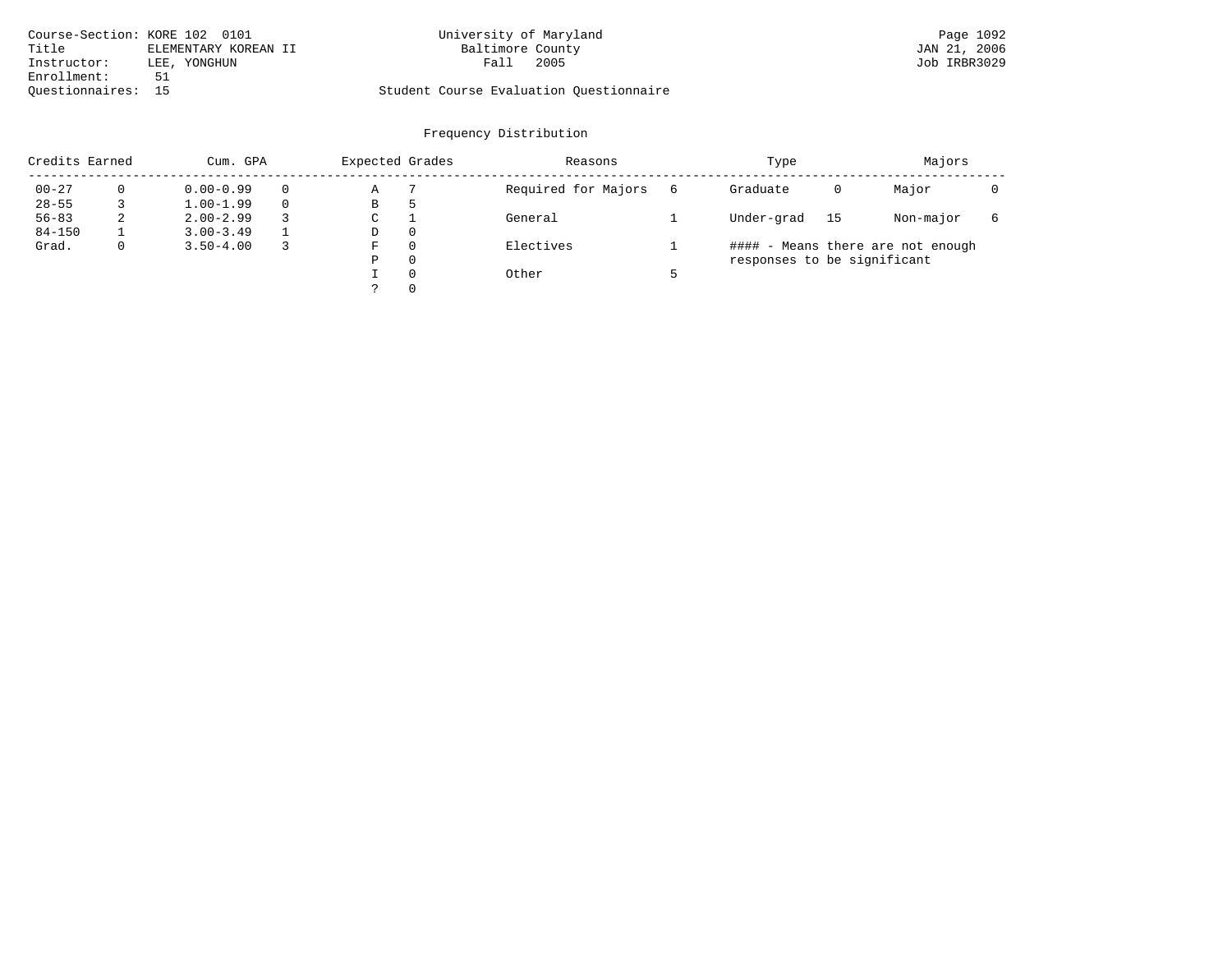Course-Section: KORE 102 0101
Title: ELEMENTARY KOREAN II
Instructor: LEE, YONGHUN
Enrollment: 51
Questionnaires: 15

University of Maryland
Baltimore County
Fall 2005

Student Course Evaluation Questionnaire

JAN 21, 2006
Job IRBR3029

## Frequency Distribution

| Credits Earned | | Cum. GPA | | Expected Grades | | Reasons | | Type | | Majors | |
|---|---|---|---|---|---|---|---|---|---|---|---|
| 00-27 | 0 | 0.00-0.99 | 0 | A | 7 | Required for Majors | 6 | Graduate | 0 | Major | 0 |
| 28-55 | 3 | 1.00-1.99 | 0 | B | 5 | | | | | | |
| 56-83 | 2 | 2.00-2.99 | 3 | C | 1 | General | 1 | Under-grad | 15 | Non-major | 6 |
| 84-150 | 1 | 3.00-3.49 | 1 | D | 0 | | | | | | |
| Grad. | 0 | 3.50-4.00 | 3 | F | 0 | Electives | 1 | | | | |
| | | | | P | 0 | | | | | | |
| | | | | I | 0 | Other | 5 | | | | |
| | | | | ? | 0 | | | | | | |

#### - Means there are not enough responses to be significant